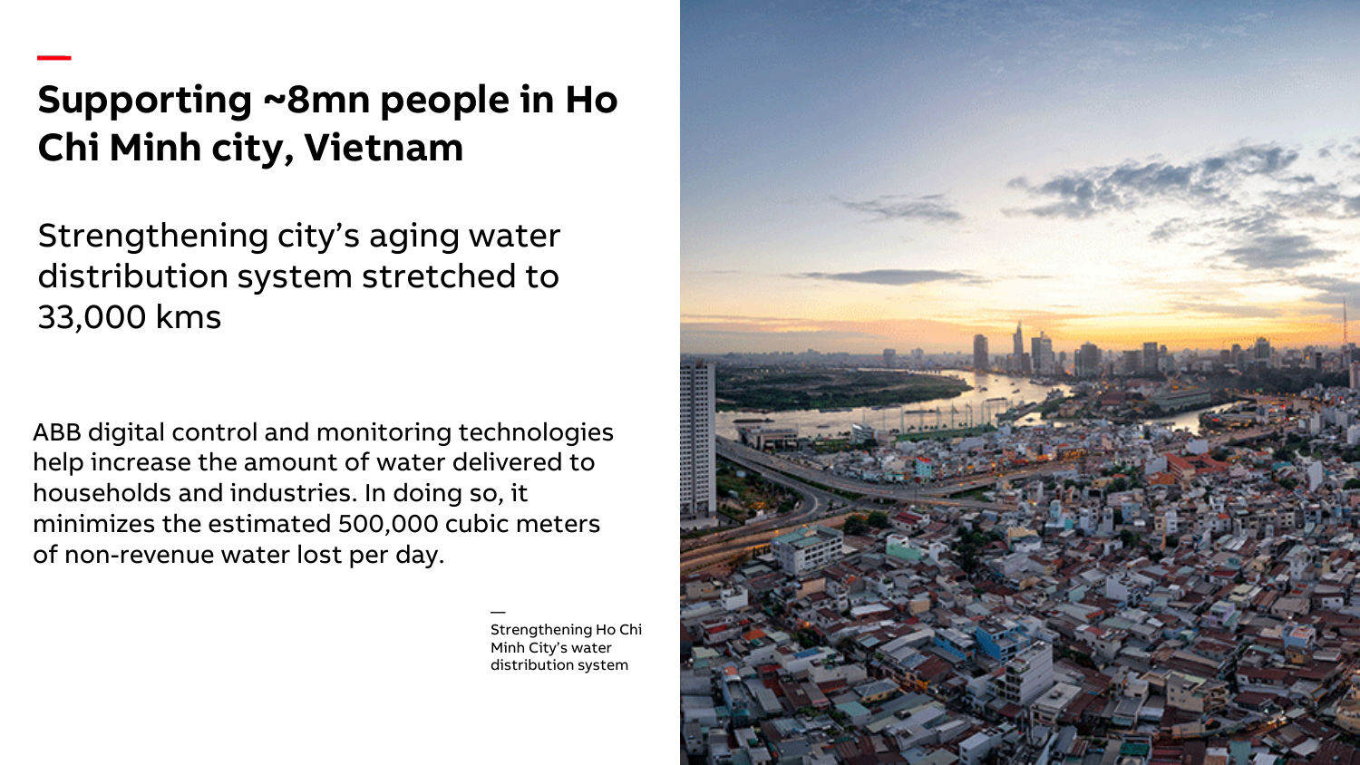# Supporting ~8mn people in Ho Chi Minh city, Vietnam

Strengthening city's aging water distribution system stretched to 33,000 kms

ABB digital control and monitoring technologies help increase the amount of water delivered to households and industries. In doing so, it minimizes the estimated 500,000 cubic meters of non-revenue water lost per day.

Strengthening Ho Chi Minh City's water distribution system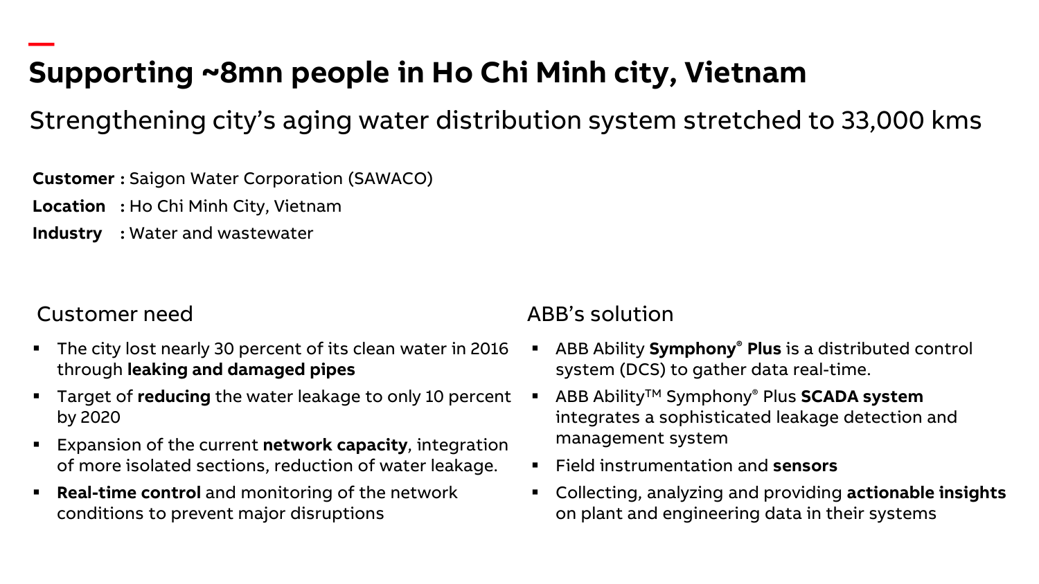# Supporting ~8mn people in Ho Chi Minh city, Vietnam

Strengthening city's aging water distribution system stretched to 33,000 kms

**Customer :** Saigon Water Corporation (SAWACO)

**Location :** Ho Chi Minh City, Vietnam

**Industry :** Water and wastewater

## Customer need

- The city lost nearly 30 percent of its clean water in 2016 through **leaking and damaged pipes**
- Target of **reducing** the water leakage to only 10 percent by 2020
- Expansion of the current **network capacity**, integration of more isolated sections, reduction of water leakage.
- **Real-time control** and monitoring of the network conditions to prevent major disruptions

## ABB's solution

- ABB Ability **Symphony® Plus** is a distributed control system (DCS) to gather data real-time.
- ABB Ability™ Symphony® Plus **SCADA system** integrates a sophisticated leakage detection and management system
- Field instrumentation and **sensors**
- Collecting, analyzing and providing **actionable insights** on plant and engineering data in their systems